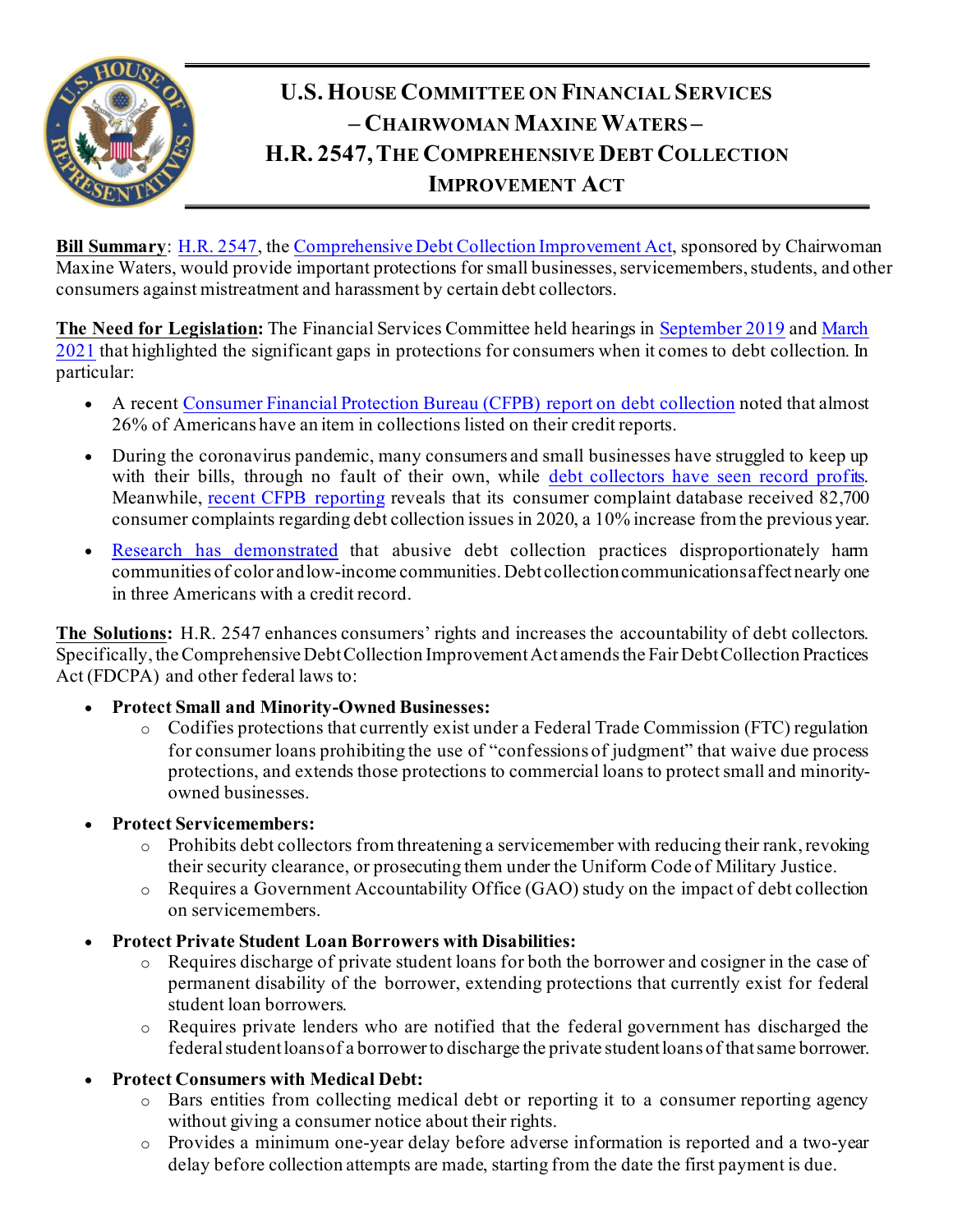# U.S. House Committee on Financial Services – Chairwoman Maxine Waters – H.R. 2547, The Comprehensive Debt Collection Improvement Act

**Bill Summary**: H.R. 2547, the Comprehensive Debt Collection Improvement Act, sponsored by Chairwoman Maxine Waters, would provide important protections for small businesses, servicemembers, students, and other consumers against mistreatment and harassment by certain debt collectors.

**The Need for Legislation:** The Financial Services Committee held hearings in September 2019 and March 2021 that highlighted the significant gaps in protections for consumers when it comes to debt collection. In particular:

- A recent Consumer Financial Protection Bureau (CFPB) report on debt collection noted that almost 26% of Americans have an item in collections listed on their credit reports.
- During the coronavirus pandemic, many consumers and small businesses have struggled to keep up with their bills, through no fault of their own, while debt collectors have seen record profits. Meanwhile, recent CFPB reporting reveals that its consumer complaint database received 82,700 consumer complaints regarding debt collection issues in 2020, a 10% increase from the previous year.
- Research has demonstrated that abusive debt collection practices disproportionately harm communities of color and low-income communities. Debt collection communications affect nearly one in three Americans with a credit record.

**The Solutions:** H.R. 2547 enhances consumers' rights and increases the accountability of debt collectors. Specifically, the Comprehensive Debt Collection Improvement Act amends the Fair Debt Collection Practices Act (FDCPA) and other federal laws to:

- **Protect Small and Minority-Owned Businesses:**
  - Codifies protections that currently exist under a Federal Trade Commission (FTC) regulation for consumer loans prohibiting the use of "confessions of judgment" that waive due process protections, and extends those protections to commercial loans to protect small and minority-owned businesses.
- **Protect Servicemembers:**
  - Prohibits debt collectors from threatening a servicemember with reducing their rank, revoking their security clearance, or prosecuting them under the Uniform Code of Military Justice.
  - Requires a Government Accountability Office (GAO) study on the impact of debt collection on servicemembers.
- **Protect Private Student Loan Borrowers with Disabilities:**
  - Requires discharge of private student loans for both the borrower and cosigner in the case of permanent disability of the borrower, extending protections that currently exist for federal student loan borrowers.
  - Requires private lenders who are notified that the federal government has discharged the federal student loans of a borrower to discharge the private student loans of that same borrower.
- **Protect Consumers with Medical Debt:**
  - Bars entities from collecting medical debt or reporting it to a consumer reporting agency without giving a consumer notice about their rights.
  - Provides a minimum one-year delay before adverse information is reported and a two-year delay before collection attempts are made, starting from the date the first payment is due.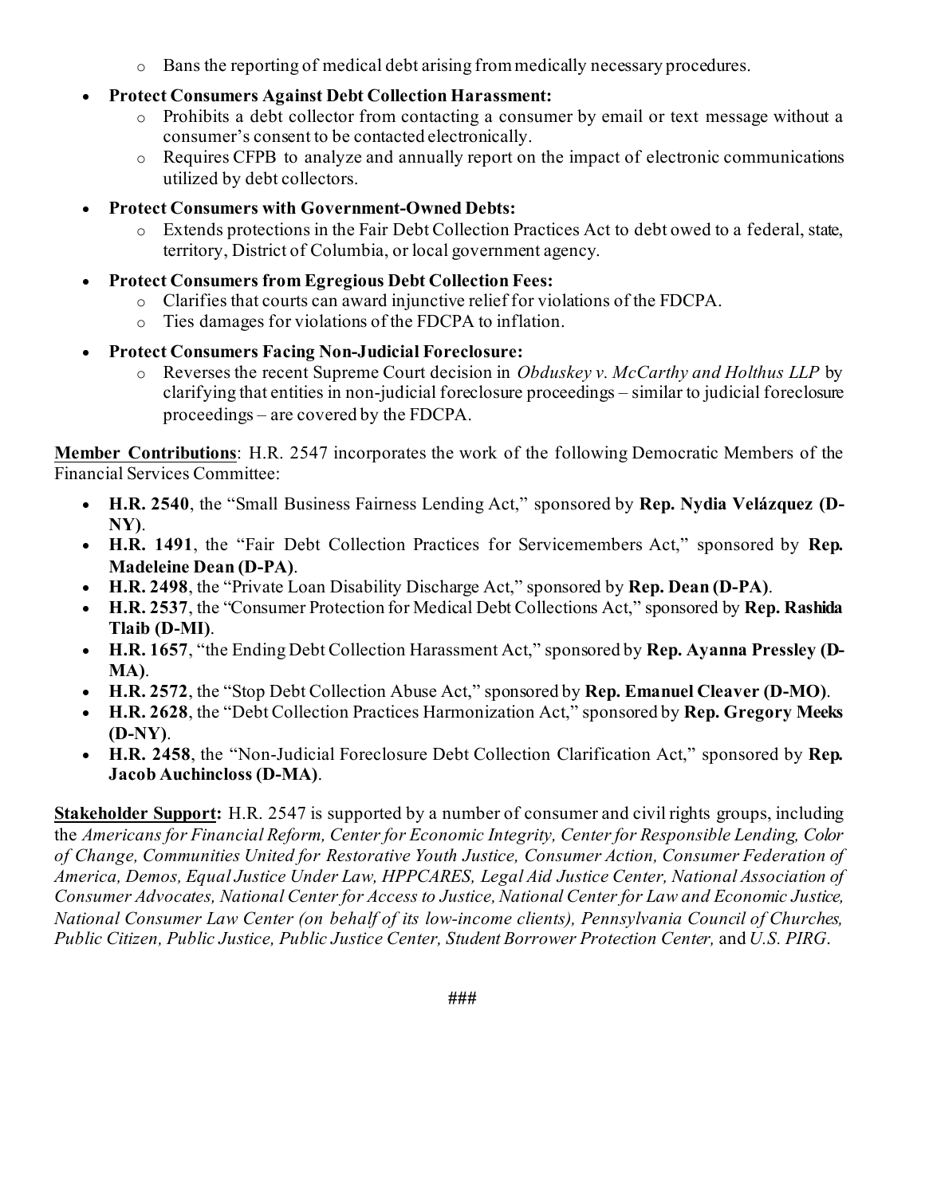- Bans the reporting of medical debt arising from medically necessary procedures.

- **Protect Consumers Against Debt Collection Harassment:**
  - Prohibits a debt collector from contacting a consumer by email or text message without a consumer's consent to be contacted electronically.
  - Requires CFPB to analyze and annually report on the impact of electronic communications utilized by debt collectors.

- **Protect Consumers with Government-Owned Debts:**
  - Extends protections in the Fair Debt Collection Practices Act to debt owed to a federal, state, territory, District of Columbia, or local government agency.

- **Protect Consumers from Egregious Debt Collection Fees:**
  - Clarifies that courts can award injunctive relief for violations of the FDCPA.
  - Ties damages for violations of the FDCPA to inflation.

- **Protect Consumers Facing Non-Judicial Foreclosure:**
  - Reverses the recent Supreme Court decision in *Obduskey v. McCarthy and Holthus LLP* by clarifying that entities in non-judicial foreclosure proceedings – similar to judicial foreclosure proceedings – are covered by the FDCPA.

**Member Contributions**: H.R. 2547 incorporates the work of the following Democratic Members of the Financial Services Committee:

- **H.R. 2540**, the "Small Business Fairness Lending Act," sponsored by **Rep. Nydia Velázquez (D-NY)**.
- **H.R. 1491**, the "Fair Debt Collection Practices for Servicemembers Act," sponsored by **Rep. Madeleine Dean (D-PA)**.
- **H.R. 2498**, the "Private Loan Disability Discharge Act," sponsored by **Rep. Dean (D-PA)**.
- **H.R. 2537**, the "Consumer Protection for Medical Debt Collections Act," sponsored by **Rep. Rashida Tlaib (D-MI)**.
- **H.R. 1657**, "the Ending Debt Collection Harassment Act," sponsored by **Rep. Ayanna Pressley (D-MA)**.
- **H.R. 2572**, the "Stop Debt Collection Abuse Act," sponsored by **Rep. Emanuel Cleaver (D-MO)**.
- **H.R. 2628**, the "Debt Collection Practices Harmonization Act," sponsored by **Rep. Gregory Meeks (D-NY)**.
- **H.R. 2458**, the "Non-Judicial Foreclosure Debt Collection Clarification Act," sponsored by **Rep. Jacob Auchincloss (D-MA)**.

**Stakeholder Support:** H.R. 2547 is supported by a number of consumer and civil rights groups, including the *Americans for Financial Reform, Center for Economic Integrity, Center for Responsible Lending, Color of Change, Communities United for Restorative Youth Justice, Consumer Action, Consumer Federation of America, Demos, Equal Justice Under Law, HPPCARES, Legal Aid Justice Center, National Association of Consumer Advocates, National Center for Access to Justice, National Center for Law and Economic Justice, National Consumer Law Center (on behalf of its low-income clients), Pennsylvania Council of Churches, Public Citizen, Public Justice, Public Justice Center, Student Borrower Protection Center,* and *U.S. PIRG*.

###